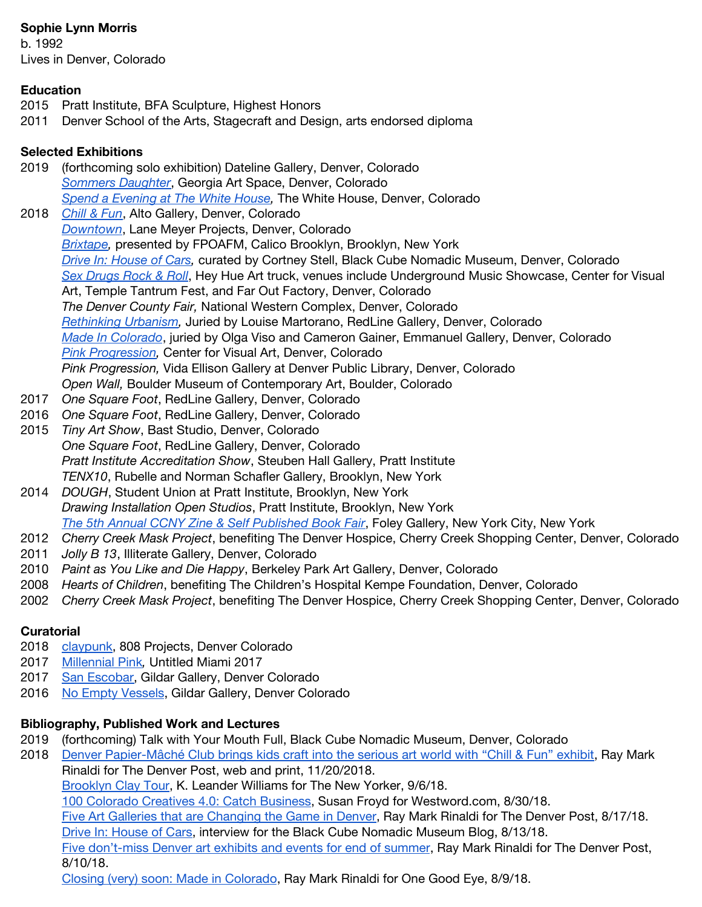**Sophie Lynn Morris**
b. 1992
Lives in Denver, Colorado

**Education**

2015 Pratt Institute, BFA Sculpture, Highest Honors
2011 Denver School of the Arts, Stagecraft and Design, arts endorsed diploma

**Selected Exhibitions**

2019 (forthcoming solo exhibition) Dateline Gallery, Denver, Colorado
*Sommers Daughter*, Georgia Art Space, Denver, Colorado
*Spend a Evening at The White House,* The White House, Denver, Colorado

2018 *Chill & Fun*, Alto Gallery, Denver, Colorado
*Downtown*, Lane Meyer Projects, Denver, Colorado
*Brixtape,* presented by FPOAFM, Calico Brooklyn, Brooklyn, New York
*Drive In: House of Cars,* curated by Cortney Stell, Black Cube Nomadic Museum, Denver, Colorado
*Sex Drugs Rock & Roll*, Hey Hue Art truck, venues include Underground Music Showcase, Center for Visual Art, Temple Tantrum Fest, and Far Out Factory, Denver, Colorado
*The Denver County Fair,* National Western Complex, Denver, Colorado
*Rethinking Urbanism,* Juried by Louise Martorano, RedLine Gallery, Denver, Colorado
*Made In Colorado*, juried by Olga Viso and Cameron Gainer, Emmanuel Gallery, Denver, Colorado
*Pink Progression,* Center for Visual Art, Denver, Colorado
*Pink Progression,* Vida Ellison Gallery at Denver Public Library, Denver, Colorado
*Open Wall,* Boulder Museum of Contemporary Art, Boulder, Colorado

2017 *One Square Foot*, RedLine Gallery, Denver, Colorado

2016 *One Square Foot*, RedLine Gallery, Denver, Colorado

2015 *Tiny Art Show*, Bast Studio, Denver, Colorado
*One Square Foot*, RedLine Gallery, Denver, Colorado
*Pratt Institute Accreditation Show*, Steuben Hall Gallery, Pratt Institute
*TENX10*, Rubelle and Norman Schafler Gallery, Brooklyn, New York

2014 *DOUGH*, Student Union at Pratt Institute, Brooklyn, New York
*Drawing Installation Open Studios*, Pratt Institute, Brooklyn, New York
*The 5th Annual CCNY Zine & Self Published Book Fair*, Foley Gallery, New York City, New York

2012 *Cherry Creek Mask Project*, benefiting The Denver Hospice, Cherry Creek Shopping Center, Denver, Colorado

2011 *Jolly B 13*, Illiterate Gallery, Denver, Colorado

2010 *Paint as You Like and Die Happy*, Berkeley Park Art Gallery, Denver, Colorado

2008 *Hearts of Children*, benefiting The Children's Hospital Kempe Foundation, Denver, Colorado

2002 *Cherry Creek Mask Project*, benefiting The Denver Hospice, Cherry Creek Shopping Center, Denver, Colorado

**Curatorial**

2018 claypunk, 808 Projects, Denver Colorado
2017 Millennial Pink, Untitled Miami 2017
2017 San Escobar, Gildar Gallery, Denver Colorado
2016 No Empty Vessels, Gildar Gallery, Denver Colorado

**Bibliography, Published Work and Lectures**

2019 (forthcoming) Talk with Your Mouth Full, Black Cube Nomadic Museum, Denver, Colorado

2018 Denver Papier-Mâché Club brings kids craft into the serious art world with "Chill & Fun" exhibit, Ray Mark Rinaldi for The Denver Post, web and print, 11/20/2018.
Brooklyn Clay Tour, K. Leander Williams for The New Yorker, 9/6/18.
100 Colorado Creatives 4.0: Catch Business, Susan Froyd for Westword.com, 8/30/18.
Five Art Galleries that are Changing the Game in Denver, Ray Mark Rinaldi for The Denver Post, 8/17/18.
Drive In: House of Cars, interview for the Black Cube Nomadic Museum Blog, 8/13/18.
Five don't-miss Denver art exhibits and events for end of summer, Ray Mark Rinaldi for The Denver Post, 8/10/18.
Closing (very) soon: Made in Colorado, Ray Mark Rinaldi for One Good Eye, 8/9/18.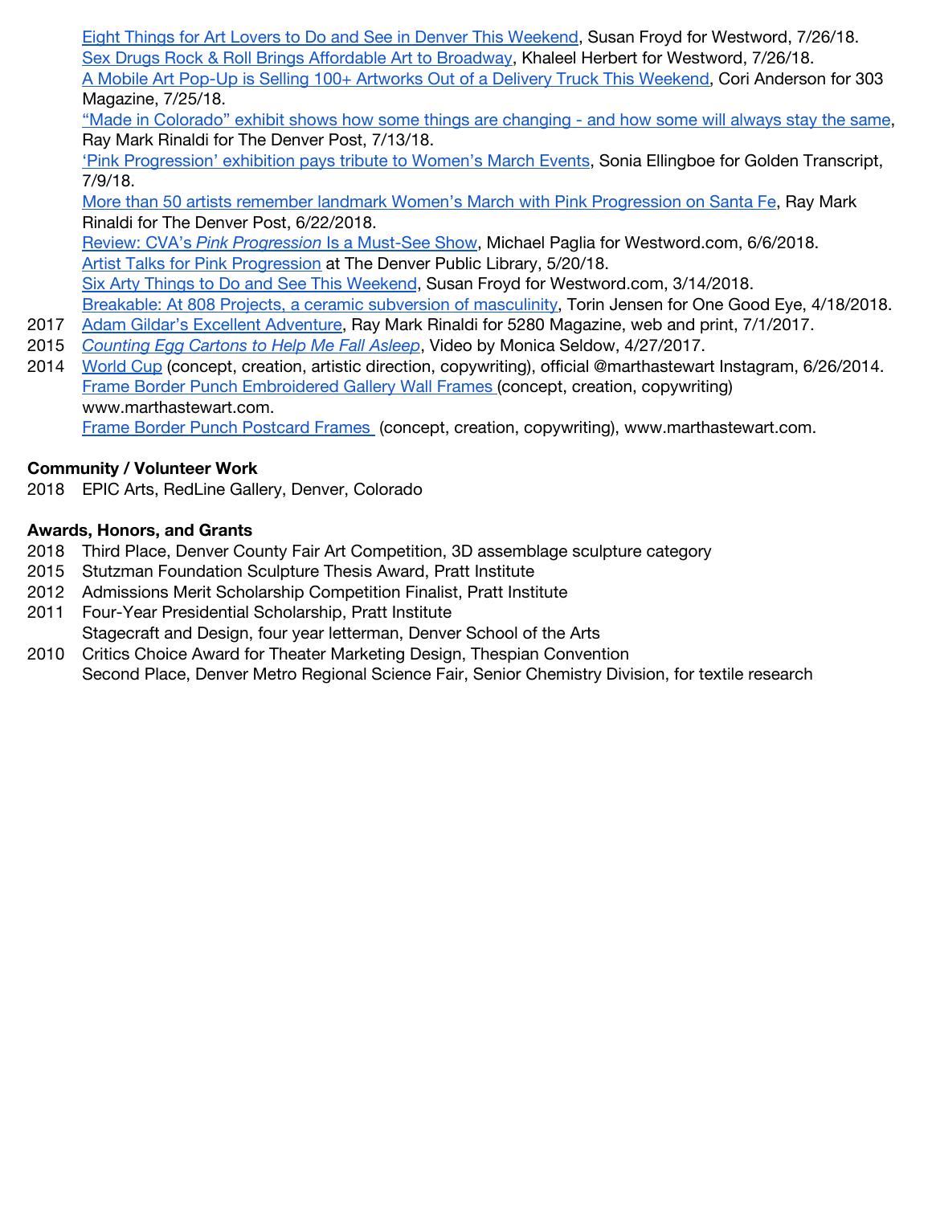Eight Things for Art Lovers to Do and See in Denver This Weekend, Susan Froyd for Westword, 7/26/18.
Sex Drugs Rock & Roll Brings Affordable Art to Broadway, Khaleel Herbert for Westword, 7/26/18.
A Mobile Art Pop-Up is Selling 100+ Artworks Out of a Delivery Truck This Weekend, Cori Anderson for 303 Magazine, 7/25/18.
"Made in Colorado" exhibit shows how some things are changing - and how some will always stay the same, Ray Mark Rinaldi for The Denver Post, 7/13/18.
'Pink Progression' exhibition pays tribute to Women's March Events, Sonia Ellingboe for Golden Transcript, 7/9/18.
More than 50 artists remember landmark Women's March with Pink Progression on Santa Fe, Ray Mark Rinaldi for The Denver Post, 6/22/2018.
Review: CVA's *Pink Progression* Is a Must-See Show, Michael Paglia for Westword.com, 6/6/2018.
Artist Talks for Pink Progression at The Denver Public Library, 5/20/18.
Six Arty Things to Do and See This Weekend, Susan Froyd for Westword.com, 3/14/2018.
Breakable: At 808 Projects, a ceramic subversion of masculinity, Torin Jensen for One Good Eye, 4/18/2018.

2017 Adam Gildar's Excellent Adventure, Ray Mark Rinaldi for 5280 Magazine, web and print, 7/1/2017.

2015 *Counting Egg Cartons to Help Me Fall Asleep*, Video by Monica Seldow, 4/27/2017.

2014 World Cup (concept, creation, artistic direction, copywriting), official @marthastewart Instagram, 6/26/2014.
Frame Border Punch Embroidered Gallery Wall Frames (concept, creation, copywriting) www.marthastewart.com.
Frame Border Punch Postcard Frames (concept, creation, copywriting), www.marthastewart.com.

**Community / Volunteer Work**

2018 EPIC Arts, RedLine Gallery, Denver, Colorado

**Awards, Honors, and Grants**

2018 Third Place, Denver County Fair Art Competition, 3D assemblage sculpture category

2015 Stutzman Foundation Sculpture Thesis Award, Pratt Institute

2012 Admissions Merit Scholarship Competition Finalist, Pratt Institute

2011 Four-Year Presidential Scholarship, Pratt Institute
Stagecraft and Design, four year letterman, Denver School of the Arts

2010 Critics Choice Award for Theater Marketing Design, Thespian Convention
Second Place, Denver Metro Regional Science Fair, Senior Chemistry Division, for textile research